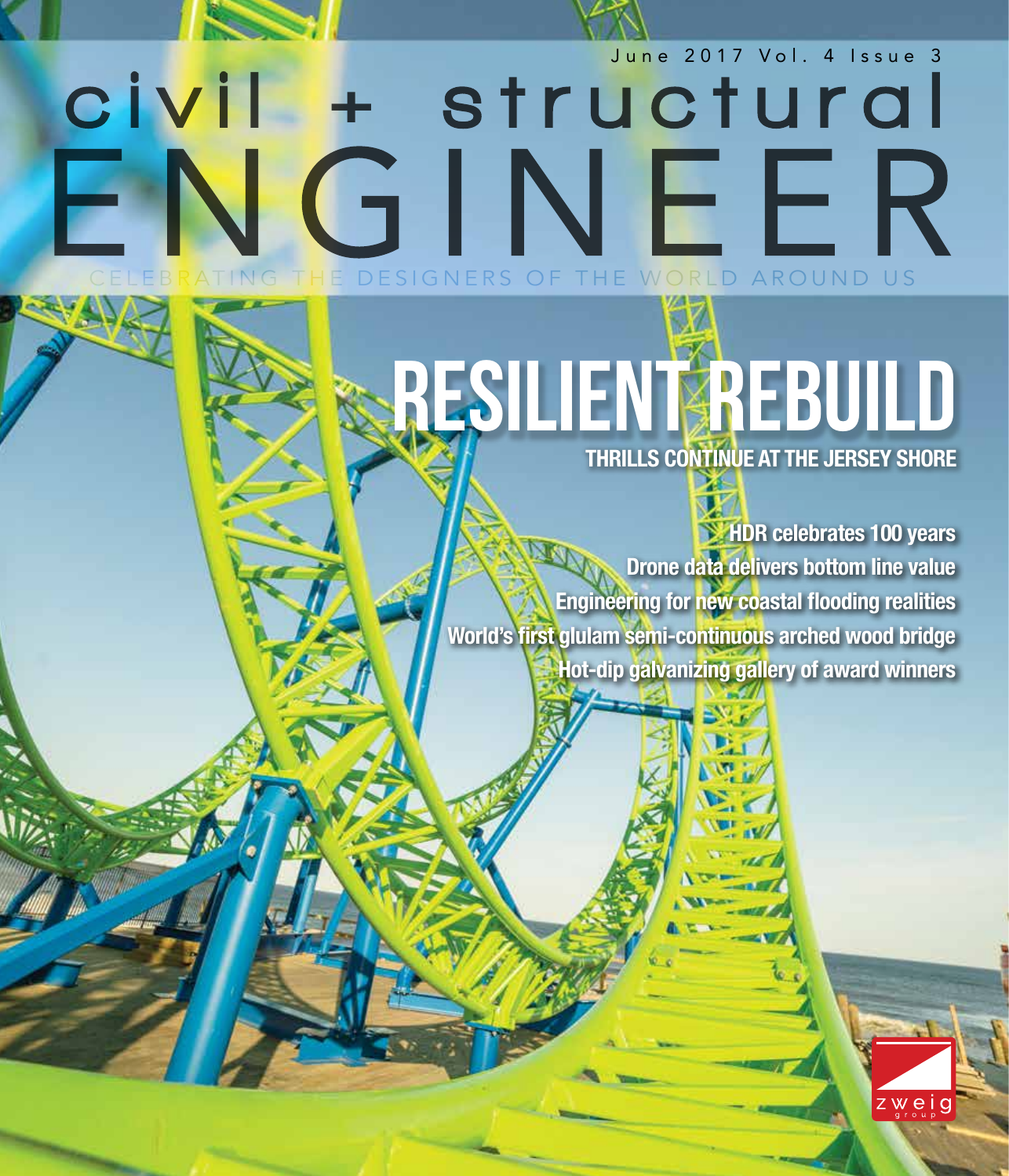June 2017 Vol. 4 Issue 3

# civil + structural ENGINEER

CELEBRATING THE DESIGNERS OF THE WORLD AROUND US

## RESILIENT REBUILD

**THRILLS CONTINUE AT THE JERSEY SHORE**

**HDR celebrates 100 years**

**Drone data delivers bottom line value**

**Engineering for new coastal flooding realities**

**World's first glulam semi-continuous arched wood bridge**

**Hot-dip galvanizing gallery of award winners**

zweig group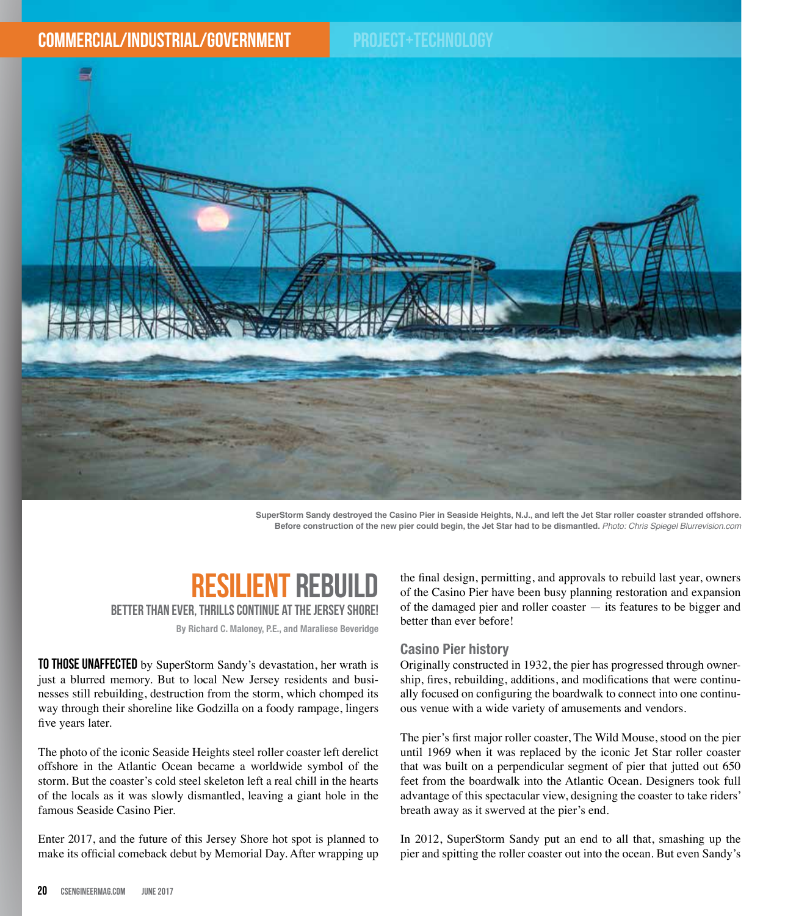SuperStorm Sandy destroyed the Casino Pier in Seaside Heights, N.J., and left the Jet Star roller coaster stranded offshore. Before construction of the new pier could begin, the Jet Star had to be dismantled. *Photo: Chris Spiegel Blurrevision.com*

# RESILIENT REBUILD

## BETTER THAN EVER, THRILLS CONTINUE AT THE JERSEY SHORE!

By Richard C. Maloney, P.E., and Maraliese Beveridge

**TO THOSE UNAFFECTED** by SuperStorm Sandy's devastation, her wrath is just a blurred memory. But to local New Jersey residents and businesses still rebuilding, destruction from the storm, which chomped its way through their shoreline like Godzilla on a foody rampage, lingers five years later.

The photo of the iconic Seaside Heights steel roller coaster left derelict offshore in the Atlantic Ocean became a worldwide symbol of the storm. But the coaster's cold steel skeleton left a real chill in the hearts of the locals as it was slowly dismantled, leaving a giant hole in the famous Seaside Casino Pier.

Enter 2017, and the future of this Jersey Shore hot spot is planned to make its official comeback debut by Memorial Day. After wrapping up the final design, permitting, and approvals to rebuild last year, owners of the Casino Pier have been busy planning restoration and expansion of the damaged pier and roller coaster — its features to be bigger and better than ever before!

### Casino Pier history

Originally constructed in 1932, the pier has progressed through ownership, fires, rebuilding, additions, and modifications that were continually focused on configuring the boardwalk to connect into one continuous venue with a wide variety of amusements and vendors.

The pier's first major roller coaster, The Wild Mouse, stood on the pier until 1969 when it was replaced by the iconic Jet Star roller coaster that was built on a perpendicular segment of pier that jutted out 650 feet from the boardwalk into the Atlantic Ocean. Designers took full advantage of this spectacular view, designing the coaster to take riders' breath away as it swerved at the pier's end.

In 2012, SuperStorm Sandy put an end to all that, smashing up the pier and spitting the roller coaster out into the ocean. But even Sandy's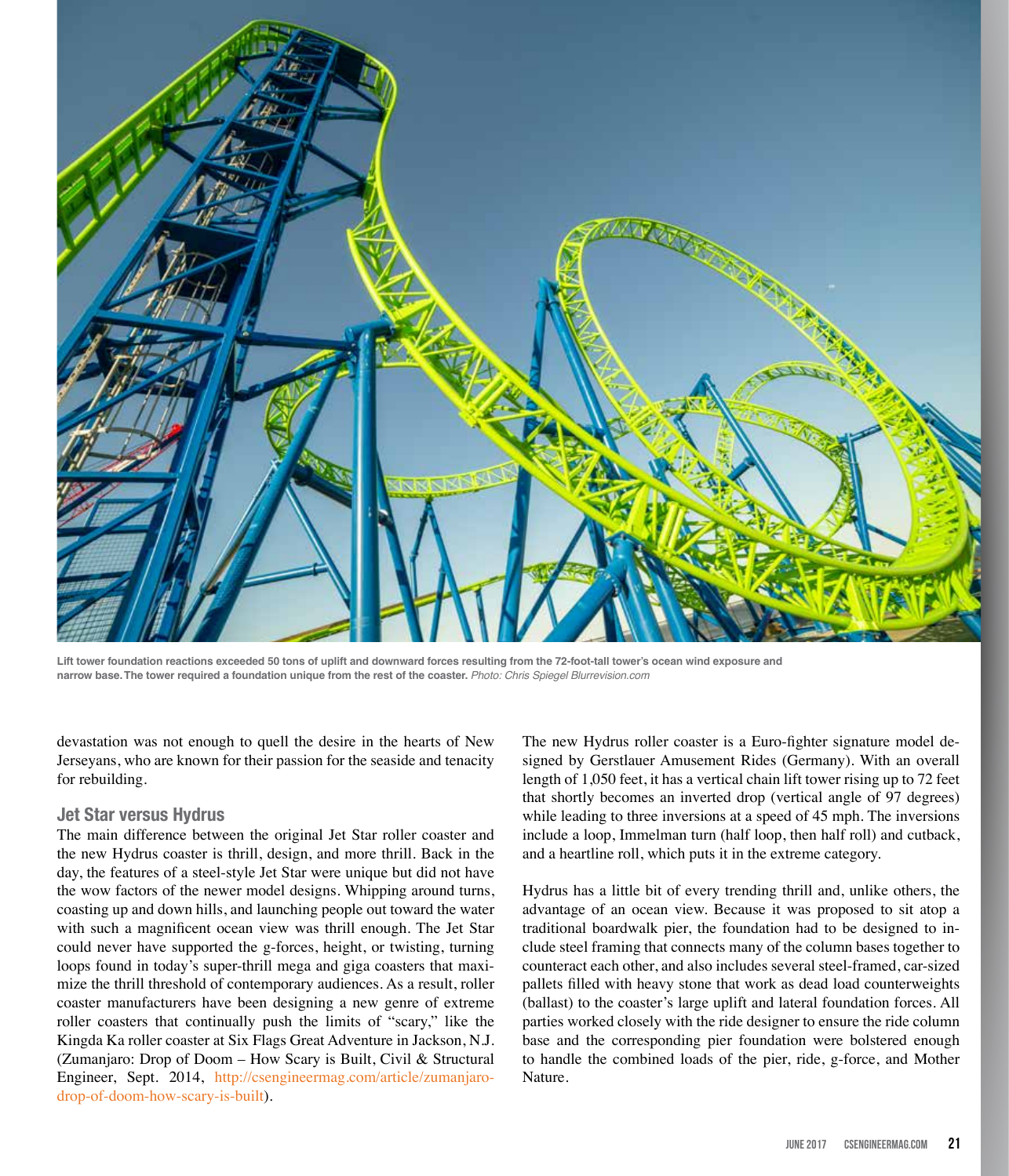Lift tower foundation reactions exceeded 50 tons of uplift and downward forces resulting from the 72-foot-tall tower's ocean wind exposure and narrow base. The tower required a foundation unique from the rest of the coaster. *Photo: Chris Spiegel Blurrevision.com*

devastation was not enough to quell the desire in the hearts of New Jerseyans, who are known for their passion for the seaside and tenacity for rebuilding.

## Jet Star versus Hydrus

The main difference between the original Jet Star roller coaster and the new Hydrus coaster is thrill, design, and more thrill. Back in the day, the features of a steel-style Jet Star were unique but did not have the wow factors of the newer model designs. Whipping around turns, coasting up and down hills, and launching people out toward the water with such a magnificent ocean view was thrill enough. The Jet Star could never have supported the g-forces, height, or twisting, turning loops found in today's super-thrill mega and giga coasters that maximize the thrill threshold of contemporary audiences. As a result, roller coaster manufacturers have been designing a new genre of extreme roller coasters that continually push the limits of "scary," like the Kingda Ka roller coaster at Six Flags Great Adventure in Jackson, N.J. (Zumanjaro: Drop of Doom – How Scary is Built, Civil & Structural Engineer, Sept. 2014, http://csengineermag.com/article/zumanjaro-drop-of-doom-how-scary-is-built).

The new Hydrus roller coaster is a Euro-fighter signature model designed by Gerstlauer Amusement Rides (Germany). With an overall length of 1,050 feet, it has a vertical chain lift tower rising up to 72 feet that shortly becomes an inverted drop (vertical angle of 97 degrees) while leading to three inversions at a speed of 45 mph. The inversions include a loop, Immelman turn (half loop, then half roll) and cutback, and a heartline roll, which puts it in the extreme category.

Hydrus has a little bit of every trending thrill and, unlike others, the advantage of an ocean view. Because it was proposed to sit atop a traditional boardwalk pier, the foundation had to be designed to include steel framing that connects many of the column bases together to counteract each other, and also includes several steel-framed, car-sized pallets filled with heavy stone that work as dead load counterweights (ballast) to the coaster's large uplift and lateral foundation forces. All parties worked closely with the ride designer to ensure the ride column base and the corresponding pier foundation were bolstered enough to handle the combined loads of the pier, ride, g-force, and Mother Nature.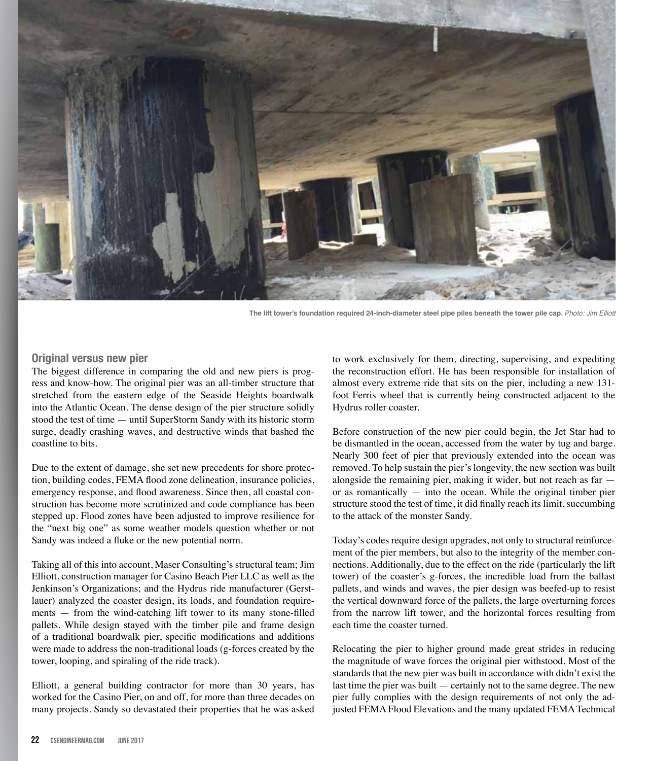The lift tower's foundation required 24-inch-diameter steel pipe piles beneath the tower pile cap. *Photo: Jim Elliott*

## Original versus new pier

The biggest difference in comparing the old and new piers is progress and know-how. The original pier was an all-timber structure that stretched from the eastern edge of the Seaside Heights boardwalk into the Atlantic Ocean. The dense design of the pier structure solidly stood the test of time — until SuperStorm Sandy with its historic storm surge, deadly crashing waves, and destructive winds that bashed the coastline to bits.

Due to the extent of damage, she set new precedents for shore protection, building codes, FEMA flood zone delineation, insurance policies, emergency response, and flood awareness. Since then, all coastal construction has become more scrutinized and code compliance has been stepped up. Flood zones have been adjusted to improve resilience for the "next big one" as some weather models question whether or not Sandy was indeed a fluke or the new potential norm.

Taking all of this into account, Maser Consulting's structural team; Jim Elliott, construction manager for Casino Beach Pier LLC as well as the Jenkinson's Organizations; and the Hydrus ride manufacturer (Gerstlauer) analyzed the coaster design, its loads, and foundation requirements — from the wind-catching lift tower to its many stone-filled pallets. While design stayed with the timber pile and frame design of a traditional boardwalk pier, specific modifications and additions were made to address the non-traditional loads (g-forces created by the tower, looping, and spiraling of the ride track).

Elliott, a general building contractor for more than 30 years, has worked for the Casino Pier, on and off, for more than three decades on many projects. Sandy so devastated their properties that he was asked to work exclusively for them, directing, supervising, and expediting the reconstruction effort. He has been responsible for installation of almost every extreme ride that sits on the pier, including a new 131-foot Ferris wheel that is currently being constructed adjacent to the Hydrus roller coaster.

Before construction of the new pier could begin, the Jet Star had to be dismantled in the ocean, accessed from the water by tug and barge. Nearly 300 feet of pier that previously extended into the ocean was removed. To help sustain the pier's longevity, the new section was built alongside the remaining pier, making it wider, but not reach as far — or as romantically — into the ocean. While the original timber pier structure stood the test of time, it did finally reach its limit, succumbing to the attack of the monster Sandy.

Today's codes require design upgrades, not only to structural reinforcement of the pier members, but also to the integrity of the member connections. Additionally, due to the effect on the ride (particularly the lift tower) of the coaster's g-forces, the incredible load from the ballast pallets, and winds and waves, the pier design was beefed-up to resist the vertical downward force of the pallets, the large overturning forces from the narrow lift tower, and the horizontal forces resulting from each time the coaster turned.

Relocating the pier to higher ground made great strides in reducing the magnitude of wave forces the original pier withstood. Most of the standards that the new pier was built in accordance with didn't exist the last time the pier was built — certainly not to the same degree. The new pier fully complies with the design requirements of not only the adjusted FEMA Flood Elevations and the many updated FEMA Technical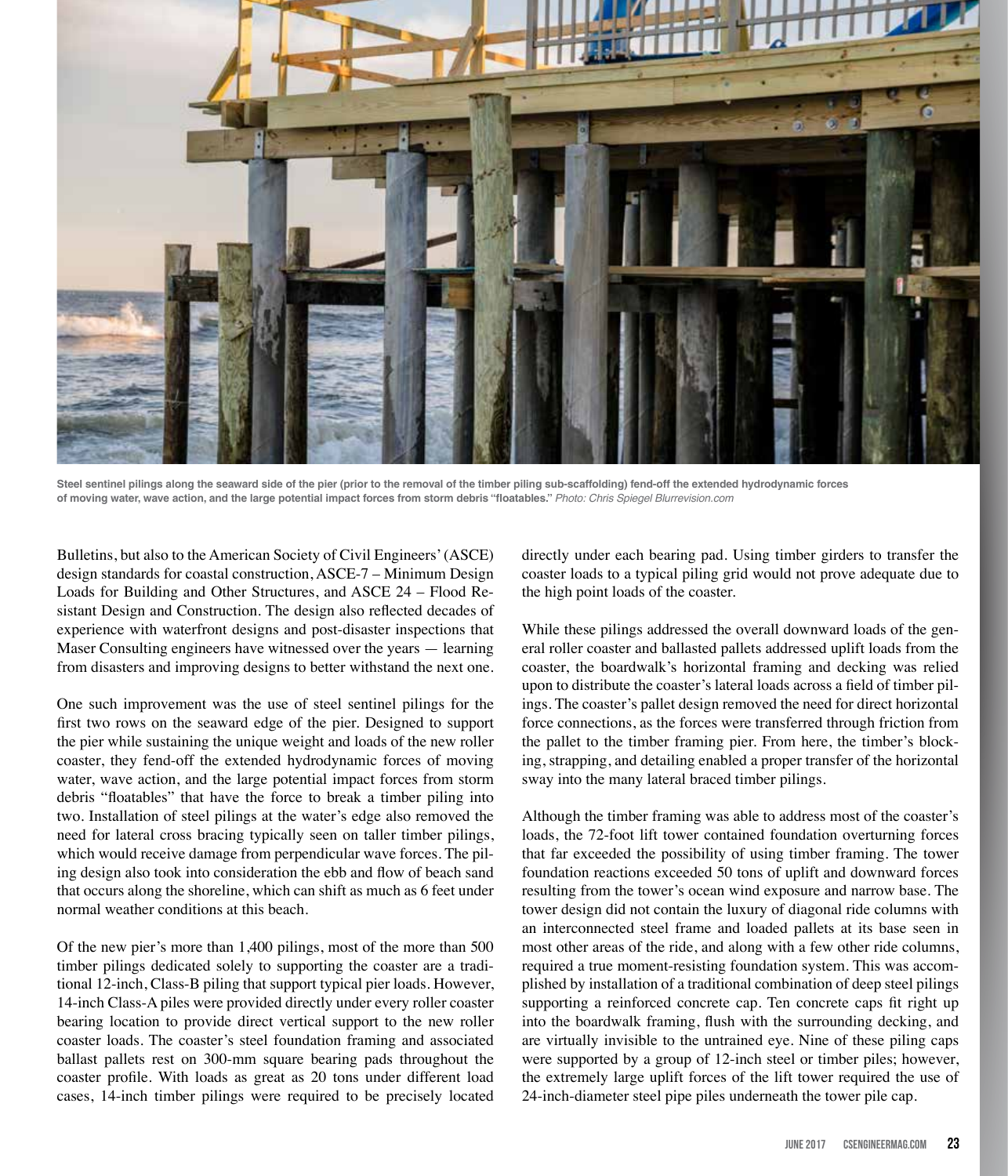Steel sentinel pilings along the seaward side of the pier (prior to the removal of the timber piling sub-scaffolding) fend-off the extended hydrodynamic forces of moving water, wave action, and the large potential impact forces from storm debris "floatables." *Photo: Chris Spiegel Blurrevision.com*

Bulletins, but also to the American Society of Civil Engineers' (ASCE) design standards for coastal construction, ASCE-7 – Minimum Design Loads for Building and Other Structures, and ASCE 24 – Flood Resistant Design and Construction. The design also reflected decades of experience with waterfront designs and post-disaster inspections that Maser Consulting engineers have witnessed over the years — learning from disasters and improving designs to better withstand the next one.

One such improvement was the use of steel sentinel pilings for the first two rows on the seaward edge of the pier. Designed to support the pier while sustaining the unique weight and loads of the new roller coaster, they fend-off the extended hydrodynamic forces of moving water, wave action, and the large potential impact forces from storm debris "floatables" that have the force to break a timber piling into two. Installation of steel pilings at the water's edge also removed the need for lateral cross bracing typically seen on taller timber pilings, which would receive damage from perpendicular wave forces. The piling design also took into consideration the ebb and flow of beach sand that occurs along the shoreline, which can shift as much as 6 feet under normal weather conditions at this beach.

Of the new pier's more than 1,400 pilings, most of the more than 500 timber pilings dedicated solely to supporting the coaster are a traditional 12-inch, Class-B piling that support typical pier loads. However, 14-inch Class-A piles were provided directly under every roller coaster bearing location to provide direct vertical support to the new roller coaster loads. The coaster's steel foundation framing and associated ballast pallets rest on 300-mm square bearing pads throughout the coaster profile. With loads as great as 20 tons under different load cases, 14-inch timber pilings were required to be precisely located directly under each bearing pad. Using timber girders to transfer the coaster loads to a typical piling grid would not prove adequate due to the high point loads of the coaster.

While these pilings addressed the overall downward loads of the general roller coaster and ballasted pallets addressed uplift loads from the coaster, the boardwalk's horizontal framing and decking was relied upon to distribute the coaster's lateral loads across a field of timber pilings. The coaster's pallet design removed the need for direct horizontal force connections, as the forces were transferred through friction from the pallet to the timber framing pier. From here, the timber's blocking, strapping, and detailing enabled a proper transfer of the horizontal sway into the many lateral braced timber pilings.

Although the timber framing was able to address most of the coaster's loads, the 72-foot lift tower contained foundation overturning forces that far exceeded the possibility of using timber framing. The tower foundation reactions exceeded 50 tons of uplift and downward forces resulting from the tower's ocean wind exposure and narrow base. The tower design did not contain the luxury of diagonal ride columns with an interconnected steel frame and loaded pallets at its base seen in most other areas of the ride, and along with a few other ride columns, required a true moment-resisting foundation system. This was accomplished by installation of a traditional combination of deep steel pilings supporting a reinforced concrete cap. Ten concrete caps fit right up into the boardwalk framing, flush with the surrounding decking, and are virtually invisible to the untrained eye. Nine of these piling caps were supported by a group of 12-inch steel or timber piles; however, the extremely large uplift forces of the lift tower required the use of 24-inch-diameter steel pipe piles underneath the tower pile cap.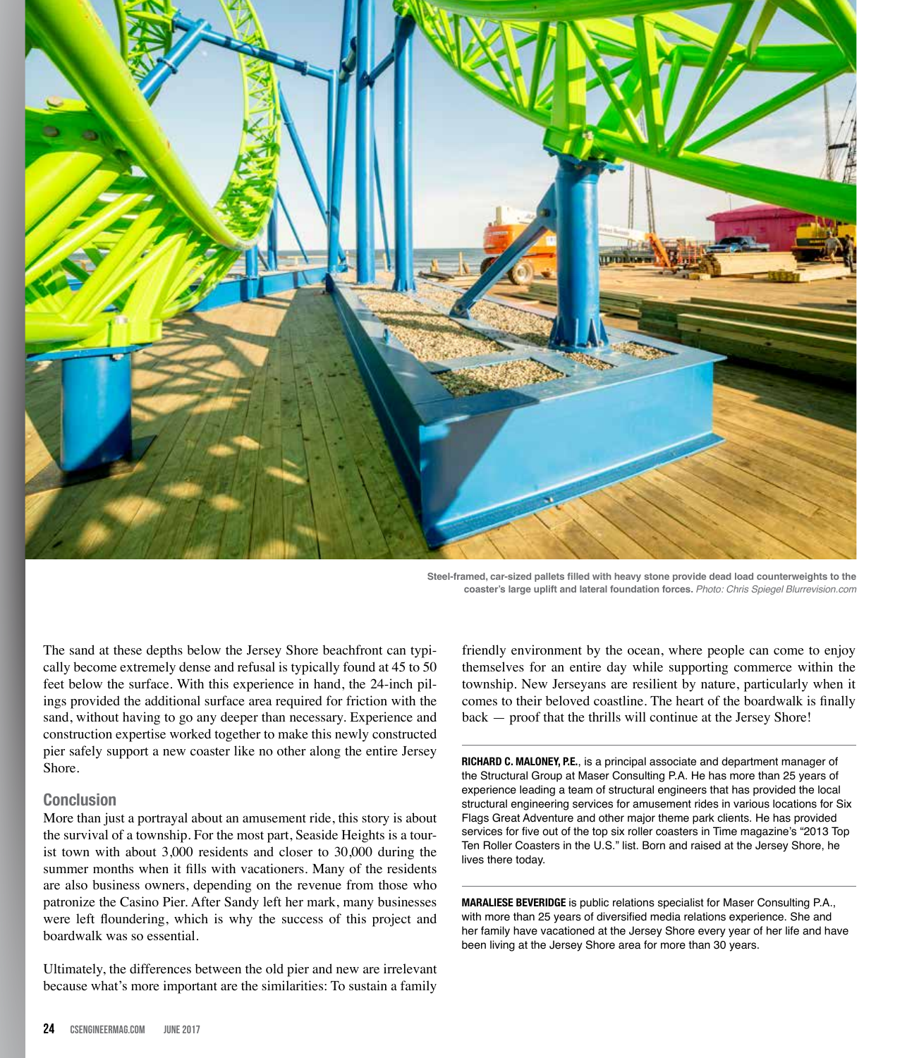Steel-framed, car-sized pallets filled with heavy stone provide dead load counterweights to the coaster's large uplift and lateral foundation forces. *Photo: Chris Spiegel Blurrevision.com*

The sand at these depths below the Jersey Shore beachfront can typically become extremely dense and refusal is typically found at 45 to 50 feet below the surface. With this experience in hand, the 24-inch pilings provided the additional surface area required for friction with the sand, without having to go any deeper than necessary. Experience and construction expertise worked together to make this newly constructed pier safely support a new coaster like no other along the entire Jersey Shore.

## Conclusion

More than just a portrayal about an amusement ride, this story is about the survival of a township. For the most part, Seaside Heights is a tourist town with about 3,000 residents and closer to 30,000 during the summer months when it fills with vacationers. Many of the residents are also business owners, depending on the revenue from those who patronize the Casino Pier. After Sandy left her mark, many businesses were left floundering, which is why the success of this project and boardwalk was so essential.

Ultimately, the differences between the old pier and new are irrelevant because what's more important are the similarities: To sustain a family friendly environment by the ocean, where people can come to enjoy themselves for an entire day while supporting commerce within the township. New Jerseyans are resilient by nature, particularly when it comes to their beloved coastline. The heart of the boardwalk is finally back — proof that the thrills will continue at the Jersey Shore!

---

**RICHARD C. MALONEY, P.E.**, is a principal associate and department manager of the Structural Group at Maser Consulting P.A. He has more than 25 years of experience leading a team of structural engineers that has provided the local structural engineering services for amusement rides in various locations for Six Flags Great Adventure and other major theme park clients. He has provided services for five out of the top six roller coasters in Time magazine's "2013 Top Ten Roller Coasters in the U.S." list. Born and raised at the Jersey Shore, he lives there today.

---

**MARALIESE BEVERIDGE** is public relations specialist for Maser Consulting P.A., with more than 25 years of diversified media relations experience. She and her family have vacationed at the Jersey Shore every year of her life and have been living at the Jersey Shore area for more than 30 years.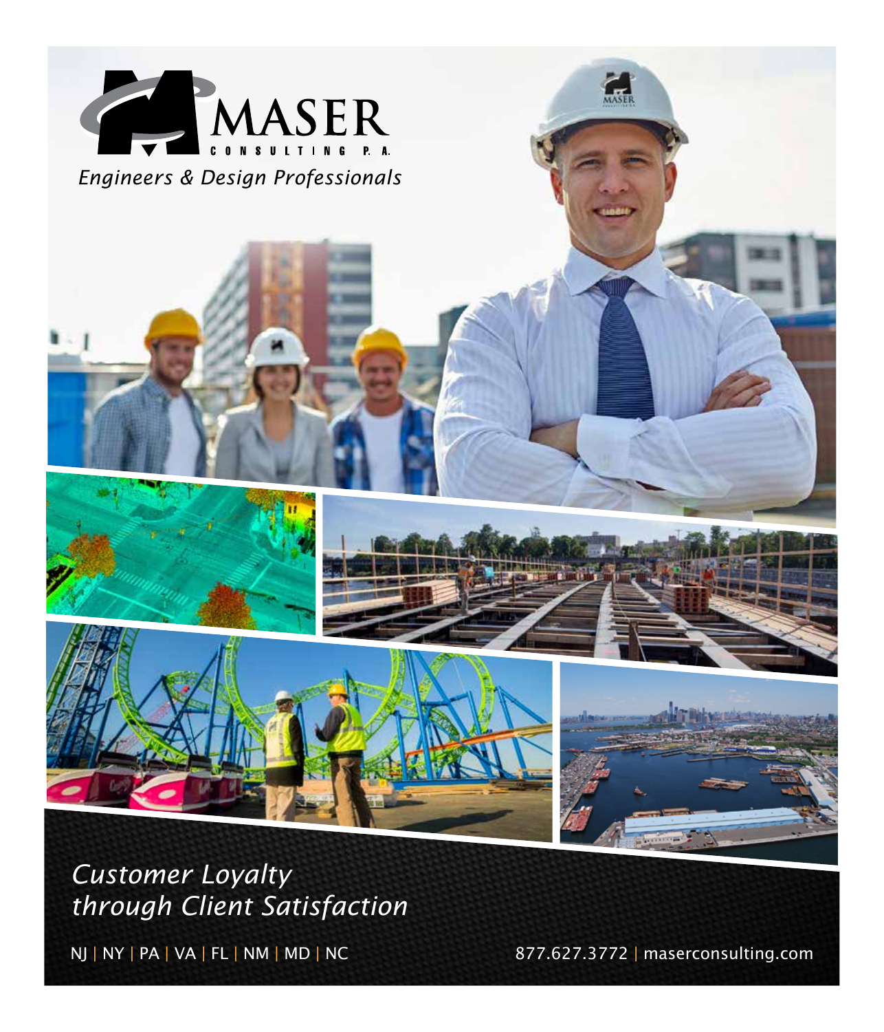# MASER

CONSULTING P.A.

*Engineers & Design Professionals*

*Customer Loyalty through Client Satisfaction*

NJ | NY | PA | VA | FL | NM | MD | NC

877.627.3772 | maserconsulting.com